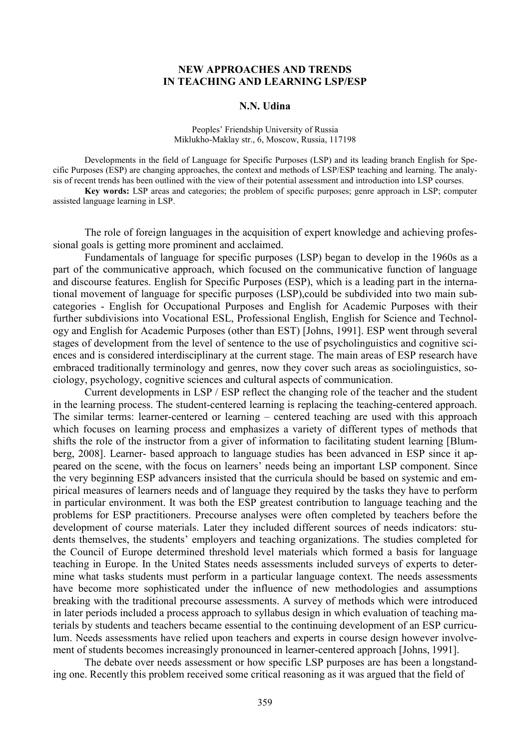# NEW APPROACHES AND TRENDS IN TEACHING AND LEARNING LSP/ESP

**N.N. Udina**

Peoples' Friendship University of Russia
Miklukho-Maklay str., 6, Moscow, Russia, 117198

Developments in the field of Language for Specific Purposes (LSP) and its leading branch English for Specific Purposes (ESP) are changing approaches, the context and methods of LSP/ESP teaching and learning. The analysis of recent trends has been outlined with the view of their potential assessment and introduction into LSP courses.

**Key words:** LSP areas and categories; the problem of specific purposes; genre approach in LSP; computer assisted language learning in LSP.

The role of foreign languages in the acquisition of expert knowledge and achieving professional goals is getting more prominent and acclaimed.

Fundamentals of language for specific purposes (LSP) began to develop in the 1960s as a part of the communicative approach, which focused on the communicative function of language and discourse features. English for Specific Purposes (ESP), which is a leading part in the international movement of language for specific purposes (LSP),could be subdivided into two main subcategories - English for Occupational Purposes and English for Academic Purposes with their further subdivisions into Vocational ESL, Professional English, English for Science and Technology and English for Academic Purposes (other than EST) [Johns, 1991]. ESP went through several stages of development from the level of sentence to the use of psycholinguistics and cognitive sciences and is considered interdisciplinary at the current stage. The main areas of ESP research have embraced traditionally terminology and genres, now they cover such areas as sociolinguistics, sociology, psychology, cognitive sciences and cultural aspects of communication.

Current developments in LSP / ESP reflect the changing role of the teacher and the student in the learning process. The student-centered learning is replacing the teaching-centered approach. The similar terms: learner-centered or learning – centered teaching are used with this approach which focuses on learning process and emphasizes a variety of different types of methods that shifts the role of the instructor from a giver of information to facilitating student learning [Blumberg, 2008]. Learner- based approach to language studies has been advanced in ESP since it appeared on the scene, with the focus on learners' needs being an important LSP component. Since the very beginning ESP advancers insisted that the curricula should be based on systemic and empirical measures of learners needs and of language they required by the tasks they have to perform in particular environment. It was both the ESP greatest contribution to language teaching and the problems for ESP practitioners. Precourse analyses were often completed by teachers before the development of course materials. Later they included different sources of needs indicators: students themselves, the students' employers and teaching organizations. The studies completed for the Council of Europe determined threshold level materials which formed a basis for language teaching in Europe. In the United States needs assessments included surveys of experts to determine what tasks students must perform in a particular language context. The needs assessments have become more sophisticated under the influence of new methodologies and assumptions breaking with the traditional precourse assessments. A survey of methods which were introduced in later periods included a process approach to syllabus design in which evaluation of teaching materials by students and teachers became essential to the continuing development of an ESP curriculum. Needs assessments have relied upon teachers and experts in course design however involvement of students becomes increasingly pronounced in learner-centered approach [Johns, 1991].

The debate over needs assessment or how specific LSP purposes are has been a longstanding one. Recently this problem received some critical reasoning as it was argued that the field of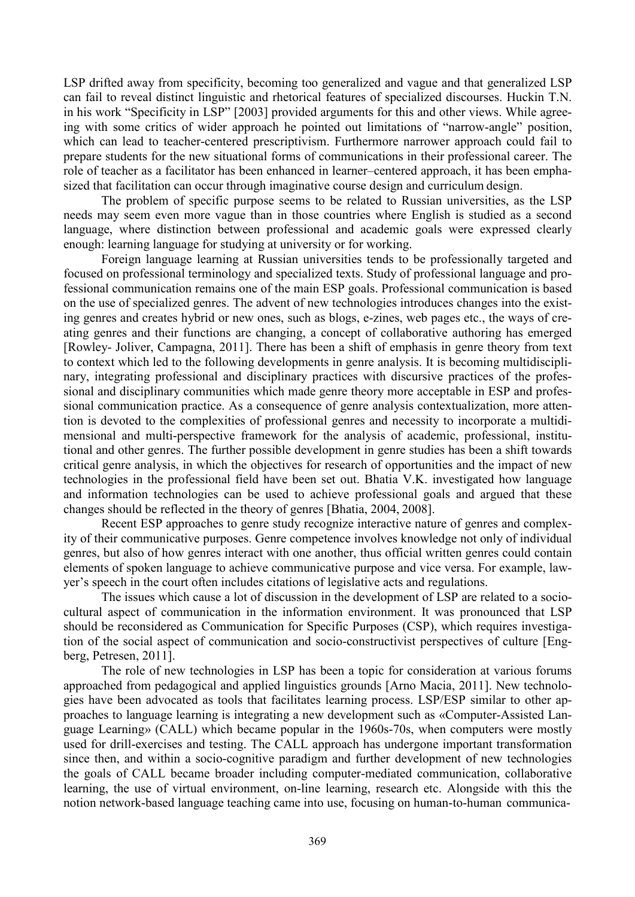LSP drifted away from specificity, becoming too generalized and vague and that generalized LSP can fail to reveal distinct linguistic and rhetorical features of specialized discourses. Huckin T.N. in his work "Specificity in LSP" [2003] provided arguments for this and other views. While agreeing with some critics of wider approach he pointed out limitations of "narrow-angle" position, which can lead to teacher-centered prescriptivism. Furthermore narrower approach could fail to prepare students for the new situational forms of communications in their professional career. The role of teacher as a facilitator has been enhanced in learner–centered approach, it has been emphasized that facilitation can occur through imaginative course design and curriculum design.

The problem of specific purpose seems to be related to Russian universities, as the LSP needs may seem even more vague than in those countries where English is studied as a second language, where distinction between professional and academic goals were expressed clearly enough: learning language for studying at university or for working.

Foreign language learning at Russian universities tends to be professionally targeted and focused on professional terminology and specialized texts. Study of professional language and professional communication remains one of the main ESP goals. Professional communication is based on the use of specialized genres. The advent of new technologies introduces changes into the existing genres and creates hybrid or new ones, such as blogs, e-zines, web pages etc., the ways of creating genres and their functions are changing, a concept of collaborative authoring has emerged [Rowley- Joliver, Campagna, 2011]. There has been a shift of emphasis in genre theory from text to context which led to the following developments in genre analysis. It is becoming multidisciplinary, integrating professional and disciplinary practices with discursive practices of the professional and disciplinary communities which made genre theory more acceptable in ESP and professional communication practice. As a consequence of genre analysis contextualization, more attention is devoted to the complexities of professional genres and necessity to incorporate a multidimensional and multi-perspective framework for the analysis of academic, professional, institutional and other genres. The further possible development in genre studies has been a shift towards critical genre analysis, in which the objectives for research of opportunities and the impact of new technologies in the professional field have been set out. Bhatia V.K. investigated how language and information technologies can be used to achieve professional goals and argued that these changes should be reflected in the theory of genres [Bhatia, 2004, 2008].

Recent ESP approaches to genre study recognize interactive nature of genres and complexity of their communicative purposes. Genre competence involves knowledge not only of individual genres, but also of how genres interact with one another, thus official written genres could contain elements of spoken language to achieve communicative purpose and vice versa. For example, lawyer's speech in the court often includes citations of legislative acts and regulations.

The issues which cause a lot of discussion in the development of LSP are related to a sociocultural aspect of communication in the information environment. It was pronounced that LSP should be reconsidered as Communication for Specific Purposes (CSP), which requires investigation of the social aspect of communication and socio-constructivist perspectives of culture [Engberg, Petresen, 2011].

The role of new technologies in LSP has been a topic for consideration at various forums approached from pedagogical and applied linguistics grounds [Arno Macia, 2011]. New technologies have been advocated as tools that facilitates learning process. LSP/ESP similar to other approaches to language learning is integrating a new development such as «Computer-Assisted Language Learning» (CALL) which became popular in the 1960s-70s, when computers were mostly used for drill-exercises and testing. The CALL approach has undergone important transformation since then, and within a socio-cognitive paradigm and further development of new technologies the goals of CALL became broader including computer-mediated communication, collaborative learning, the use of virtual environment, on-line learning, research etc. Alongside with this the notion network-based language teaching came into use, focusing on human-to-human communica-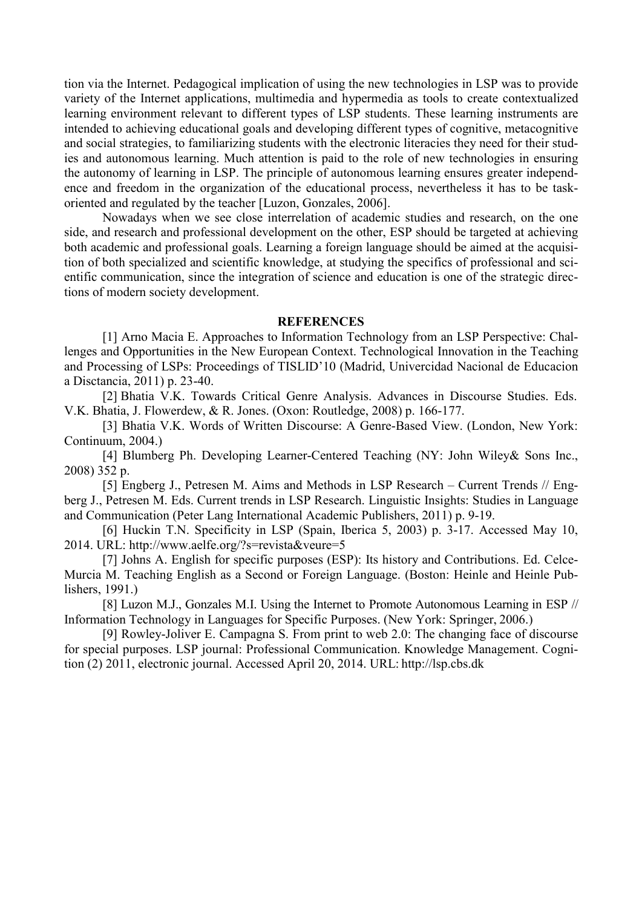tion via the Internet. Pedagogical implication of using the new technologies in LSP was to provide variety of the Internet applications, multimedia and hypermedia as tools to create contextualized learning environment relevant to different types of LSP students. These learning instruments are intended to achieving educational goals and developing different types of cognitive, metacognitive and social strategies, to familiarizing students with the electronic literacies they need for their studies and autonomous learning. Much attention is paid to the role of new technologies in ensuring the autonomy of learning in LSP. The principle of autonomous learning ensures greater independence and freedom in the organization of the educational process, nevertheless it has to be task-oriented and regulated by the teacher [Luzon, Gonzales, 2006].

Nowadays when we see close interrelation of academic studies and research, on the one side, and research and professional development on the other, ESP should be targeted at achieving both academic and professional goals. Learning a foreign language should be aimed at the acquisition of both specialized and scientific knowledge, at studying the specifics of professional and scientific communication, since the integration of science and education is one of the strategic directions of modern society development.

## REFERENCES

[1] Arno Macia E. Approaches to Information Technology from an LSP Perspective: Challenges and Opportunities in the New European Context. Technological Innovation in the Teaching and Processing of LSPs: Proceedings of TISLID'10 (Madrid, Univercidad Nacional de Educacion a Disctancia, 2011) p. 23-40.

[2] Bhatia V.K. Towards Critical Genre Analysis. Advances in Discourse Studies. Eds. V.K. Bhatia, J. Flowerdew, & R. Jones. (Oxon: Routledge, 2008) p. 166-177.

[3] Bhatia V.K. Words of Written Discourse: A Genre-Based View. (London, New York: Continuum, 2004.)

[4] Blumberg Ph. Developing Learner-Centered Teaching (NY: John Wiley& Sons Inc., 2008) 352 p.

[5] Engberg J., Petresen M. Aims and Methods in LSP Research – Current Trends // Engberg J., Petresen M. Eds. Current trends in LSP Research. Linguistic Insights: Studies in Language and Communication (Peter Lang International Academic Publishers, 2011) p. 9-19.

[6] Huckin T.N. Specificity in LSP (Spain, Iberica 5, 2003) p. 3-17. Accessed May 10, 2014. URL: http://www.aelfe.org/?s=revista&veure=5

[7] Johns A. English for specific purposes (ESP): Its history and Contributions. Ed. Celce-Murcia M. Teaching English as a Second or Foreign Language. (Boston: Heinle and Heinle Publishers, 1991.)

[8] Luzon M.J., Gonzales M.I. Using the Internet to Promote Autonomous Learning in ESP // Information Technology in Languages for Specific Purposes. (New York: Springer, 2006.)

[9] Rowley-Joliver E. Campagna S. From print to web 2.0: The changing face of discourse for special purposes. LSP journal: Professional Communication. Knowledge Management. Cognition (2) 2011, electronic journal. Accessed April 20, 2014. URL: http://lsp.cbs.dk